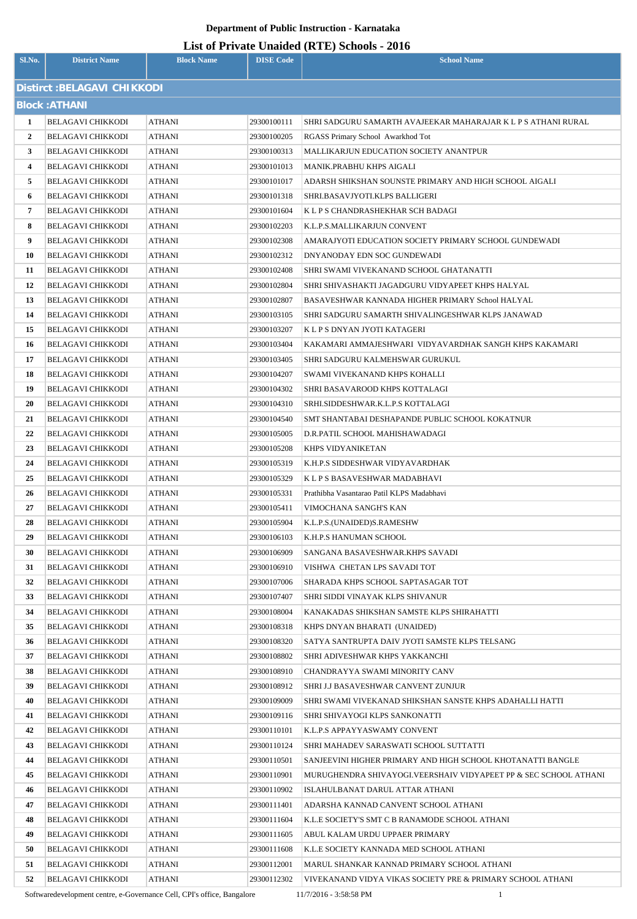**Department of Public Instruction - Karnataka**

# List of Private Unaided (RTE) Schools - 2016

| Sl.No. | District Name | Block Name | DISE Code | School Name |
|---|---|---|---|---|
| **Distirct :BELAGAVI CHIKKODI** | | | | |
| **Block :ATHANI** | | | | |
| 1 | BELAGAVI CHIKKODI | ATHANI | 29300100111 | SHRI SADGURU SAMARTH AVAJEEKAR MAHARAJAR K L P S ATHANI RURAL |
| 2 | BELAGAVI CHIKKODI | ATHANI | 29300100205 | RGASS Primary School Awarkhod Tot |
| 3 | BELAGAVI CHIKKODI | ATHANI | 29300100313 | MALLIKARJUN EDUCATION SOCIETY ANANTPUR |
| 4 | BELAGAVI CHIKKODI | ATHANI | 29300101013 | MANIK.PRABHU KHPS AIGALI |
| 5 | BELAGAVI CHIKKODI | ATHANI | 29300101017 | ADARSH SHIKSHAN SOUNSTE PRIMARY AND HIGH SCHOOL AIGALI |
| 6 | BELAGAVI CHIKKODI | ATHANI | 29300101318 | SHRI.BASAVJYOTI.KLPS BALLIGERI |
| 7 | BELAGAVI CHIKKODI | ATHANI | 29300101604 | K L P S CHANDRASHEKHAR SCH BADAGI |
| 8 | BELAGAVI CHIKKODI | ATHANI | 29300102203 | K.L.P.S.MALLIKARJUN CONVENT |
| 9 | BELAGAVI CHIKKODI | ATHANI | 29300102308 | AMARAJYOTI EDUCATION SOCIETY PRIMARY SCHOOL GUNDEWADI |
| 10 | BELAGAVI CHIKKODI | ATHANI | 29300102312 | DNYANODAY EDN SOC GUNDEWADI |
| 11 | BELAGAVI CHIKKODI | ATHANI | 29300102408 | SHRI SWAMI VIVEKANAND SCHOOL GHATANATTI |
| 12 | BELAGAVI CHIKKODI | ATHANI | 29300102804 | SHRI SHIVASHAKTI JAGADGURU VIDYAPEET KHPS HALYAL |
| 13 | BELAGAVI CHIKKODI | ATHANI | 29300102807 | BASAVESHWAR KANNADA HIGHER PRIMARY School HALYAL |
| 14 | BELAGAVI CHIKKODI | ATHANI | 29300103105 | SHRI SADGURU SAMARTH SHIVALINGESHWAR KLPS JANAWAD |
| 15 | BELAGAVI CHIKKODI | ATHANI | 29300103207 | K L P S DNYAN JYOTI KATAGERI |
| 16 | BELAGAVI CHIKKODI | ATHANI | 29300103404 | KAKAMARI AMMAJESHWARI VIDYAVARDHAK SANGH KHPS KAKAMARI |
| 17 | BELAGAVI CHIKKODI | ATHANI | 29300103405 | SHRI SADGURU KALMEHSWAR GURUKUL |
| 18 | BELAGAVI CHIKKODI | ATHANI | 29300104207 | SWAMI VIVEKANAND KHPS KOHALLI |
| 19 | BELAGAVI CHIKKODI | ATHANI | 29300104302 | SHRI BASAVAROOD KHPS KOTTALAGI |
| 20 | BELAGAVI CHIKKODI | ATHANI | 29300104310 | SRHI.SIDDESHWAR.K.L.P.S KOTTALAGI |
| 21 | BELAGAVI CHIKKODI | ATHANI | 29300104540 | SMT SHANTABAI DESHAPANDE PUBLIC SCHOOL KOKATNUR |
| 22 | BELAGAVI CHIKKODI | ATHANI | 29300105005 | D.R.PATIL SCHOOL MAHISHAWADAGI |
| 23 | BELAGAVI CHIKKODI | ATHANI | 29300105208 | KHPS VIDYANIKETAN |
| 24 | BELAGAVI CHIKKODI | ATHANI | 29300105319 | K.H.P.S SIDDESHWAR VIDYAVARDHAK |
| 25 | BELAGAVI CHIKKODI | ATHANI | 29300105329 | K L P S BASAVESHWAR MADABHAVI |
| 26 | BELAGAVI CHIKKODI | ATHANI | 29300105331 | Prathibha Vasantarao Patil KLPS Madabhavi |
| 27 | BELAGAVI CHIKKODI | ATHANI | 29300105411 | VIMOCHANA SANGH'S KAN |
| 28 | BELAGAVI CHIKKODI | ATHANI | 29300105904 | K.L.P.S.(UNAIDED)S.RAMESHW |
| 29 | BELAGAVI CHIKKODI | ATHANI | 29300106103 | K.H.P.S HANUMAN SCHOOL |
| 30 | BELAGAVI CHIKKODI | ATHANI | 29300106909 | SANGANA BASAVESHWAR.KHPS SAVADI |
| 31 | BELAGAVI CHIKKODI | ATHANI | 29300106910 | VISHWA CHETAN LPS SAVADI TOT |
| 32 | BELAGAVI CHIKKODI | ATHANI | 29300107006 | SHARADA KHPS SCHOOL SAPTASAGAR TOT |
| 33 | BELAGAVI CHIKKODI | ATHANI | 29300107407 | SHRI SIDDI VINAYAK KLPS SHIVANUR |
| 34 | BELAGAVI CHIKKODI | ATHANI | 29300108004 | KANAKADAS SHIKSHAN SAMSTE KLPS SHIRAHATTI |
| 35 | BELAGAVI CHIKKODI | ATHANI | 29300108318 | KHPS DNYAN BHARATI (UNAIDED) |
| 36 | BELAGAVI CHIKKODI | ATHANI | 29300108320 | SATYA SANTRUPTA DAIV JYOTI SAMSTE KLPS TELSANG |
| 37 | BELAGAVI CHIKKODI | ATHANI | 29300108802 | SHRI ADIVESHWAR KHPS YAKKANCHI |
| 38 | BELAGAVI CHIKKODI | ATHANI | 29300108910 | CHANDRAYYA SWAMI MINORITY CANV |
| 39 | BELAGAVI CHIKKODI | ATHANI | 29300108912 | SHRI J.J BASAVESHWAR CANVENT ZUNJUR |
| 40 | BELAGAVI CHIKKODI | ATHANI | 29300109009 | SHRI SWAMI VIVEKANAD SHIKSHAN SANSTE KHPS ADAHALLI HATTI |
| 41 | BELAGAVI CHIKKODI | ATHANI | 29300109116 | SHRI SHIVAYOGI KLPS SANKONATTI |
| 42 | BELAGAVI CHIKKODI | ATHANI | 29300110101 | K.L.P.S APPAYYASWAMY CONVENT |
| 43 | BELAGAVI CHIKKODI | ATHANI | 29300110124 | SHRI MAHADEV SARASWATI SCHOOL SUTTATTI |
| 44 | BELAGAVI CHIKKODI | ATHANI | 29300110501 | SANJEEVINI HIGHER PRIMARY AND HIGH SCHOOL KHOTANATTI BANGLE |
| 45 | BELAGAVI CHIKKODI | ATHANI | 29300110901 | MURUGHENDRA SHIVAYOGI.VEERSHAIV VIDYAPEET PP & SEC SCHOOL ATHANI |
| 46 | BELAGAVI CHIKKODI | ATHANI | 29300110902 | ISLAHULBANAT DARUL ATTAR ATHANI |
| 47 | BELAGAVI CHIKKODI | ATHANI | 29300111401 | ADARSHA KANNAD CANVENT SCHOOL ATHANI |
| 48 | BELAGAVI CHIKKODI | ATHANI | 29300111604 | K.L.E SOCIETY'S SMT C B RANAMODE SCHOOL ATHANI |
| 49 | BELAGAVI CHIKKODI | ATHANI | 29300111605 | ABUL KALAM URDU UPPAER PRIMARY |
| 50 | BELAGAVI CHIKKODI | ATHANI | 29300111608 | K.L.E SOCIETY KANNADA MED SCHOOL ATHANI |
| 51 | BELAGAVI CHIKKODI | ATHANI | 29300112001 | MARUL SHANKAR KANNAD PRIMARY SCHOOL ATHANI |
| 52 | BELAGAVI CHIKKODI | ATHANI | 29300112302 | VIVEKANAND VIDYA VIKAS SOCIETY PRE & PRIMARY SCHOOL ATHANI |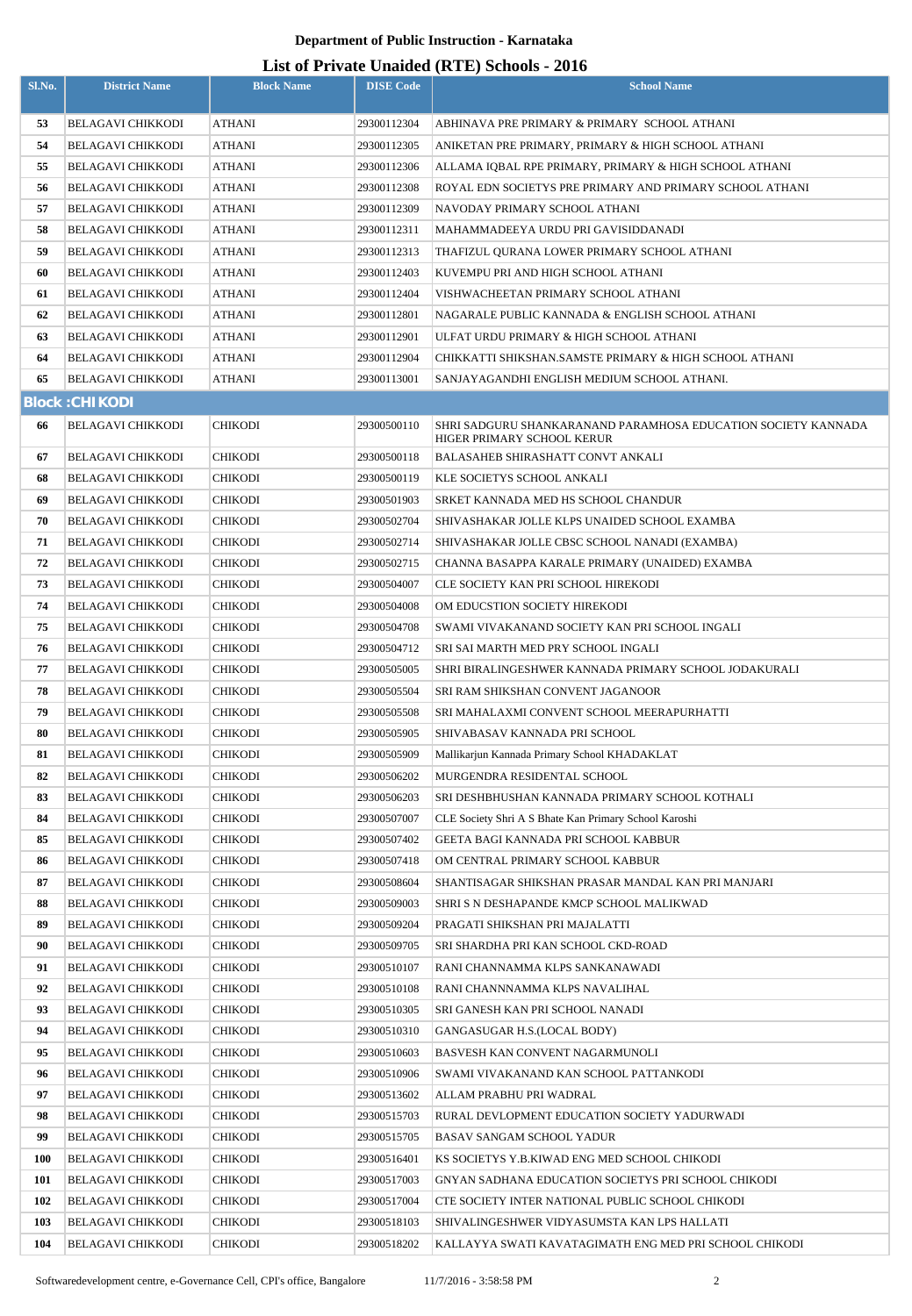**Department of Public Instruction - Karnataka**

**List of Private Unaided (RTE) Schools - 2016**

| Sl.No. | District Name | Block Name | DISE Code | School Name |
|---|---|---|---|---|
| 53 | BELAGAVI CHIKKODI | ATHANI | 29300112304 | ABHINAVA PRE PRIMARY & PRIMARY SCHOOL ATHANI |
| 54 | BELAGAVI CHIKKODI | ATHANI | 29300112305 | ANIKETAN PRE PRIMARY, PRIMARY & HIGH SCHOOL ATHANI |
| 55 | BELAGAVI CHIKKODI | ATHANI | 29300112306 | ALLAMA IQBAL RPE PRIMARY, PRIMARY & HIGH SCHOOL ATHANI |
| 56 | BELAGAVI CHIKKODI | ATHANI | 29300112308 | ROYAL EDN SOCIETYS PRE PRIMARY AND PRIMARY SCHOOL ATHANI |
| 57 | BELAGAVI CHIKKODI | ATHANI | 29300112309 | NAVODAY PRIMARY SCHOOL ATHANI |
| 58 | BELAGAVI CHIKKODI | ATHANI | 29300112311 | MAHAMMADEEYA URDU PRI GAVISIDDANADI |
| 59 | BELAGAVI CHIKKODI | ATHANI | 29300112313 | THAFIZUL QURANA LOWER PRIMARY SCHOOL ATHANI |
| 60 | BELAGAVI CHIKKODI | ATHANI | 29300112403 | KUVEMPU PRI AND HIGH SCHOOL ATHANI |
| 61 | BELAGAVI CHIKKODI | ATHANI | 29300112404 | VISHWACHEETAN PRIMARY SCHOOL ATHANI |
| 62 | BELAGAVI CHIKKODI | ATHANI | 29300112801 | NAGARALE PUBLIC KANNADA & ENGLISH SCHOOL ATHANI |
| 63 | BELAGAVI CHIKKODI | ATHANI | 29300112901 | ULFAT URDU PRIMARY & HIGH SCHOOL ATHANI |
| 64 | BELAGAVI CHIKKODI | ATHANI | 29300112904 | CHIKKATTI SHIKSHAN.SAMSTE PRIMARY & HIGH SCHOOL ATHANI |
| 65 | BELAGAVI CHIKKODI | ATHANI | 29300113001 | SANJAYAGANDHI ENGLISH MEDIUM SCHOOL ATHANI. |
| **Block :CHIKKODI** | | | | |
| 66 | BELAGAVI CHIKKODI | CHIKODI | 29300500110 | SHRI SADGURU SHANKARANAND PARAMHOSA EDUCATION SOCIETY KANNADA HIGER PRIMARY SCHOOL KERUR |
| 67 | BELAGAVI CHIKKODI | CHIKODI | 29300500118 | BALASAHEB SHIRASHATT CONVT ANKALI |
| 68 | BELAGAVI CHIKKODI | CHIKODI | 29300500119 | KLE SOCIETYS SCHOOL ANKALI |
| 69 | BELAGAVI CHIKKODI | CHIKODI | 29300501903 | SRKET KANNADA MED HS SCHOOL CHANDUR |
| 70 | BELAGAVI CHIKKODI | CHIKODI | 29300502704 | SHIVASHAKAR JOLLE KLPS UNAIDED SCHOOL EXAMBA |
| 71 | BELAGAVI CHIKKODI | CHIKODI | 29300502714 | SHIVASHAKAR JOLLE CBSC SCHOOL NANADI (EXAMBA) |
| 72 | BELAGAVI CHIKKODI | CHIKODI | 29300502715 | CHANNA BASAPPA KARALE PRIMARY (UNAIDED) EXAMBA |
| 73 | BELAGAVI CHIKKODI | CHIKODI | 29300504007 | CLE SOCIETY KAN PRI SCHOOL HIREKODI |
| 74 | BELAGAVI CHIKKODI | CHIKODI | 29300504008 | OM EDUCSTION SOCIETY HIREKODI |
| 75 | BELAGAVI CHIKKODI | CHIKODI | 29300504708 | SWAMI VIVAKANAND SOCIETY KAN PRI SCHOOL INGALI |
| 76 | BELAGAVI CHIKKODI | CHIKODI | 29300504712 | SRI SAI MARTH MED PRY SCHOOL INGALI |
| 77 | BELAGAVI CHIKKODI | CHIKODI | 29300505005 | SHRI BIRALINGESHWER KANNADA PRIMARY SCHOOL JODAKURALI |
| 78 | BELAGAVI CHIKKODI | CHIKODI | 29300505504 | SRI RAM SHIKSHAN CONVENT JAGANOOR |
| 79 | BELAGAVI CHIKKODI | CHIKODI | 29300505508 | SRI MAHALAXMI CONVENT SCHOOL MEERAPURHATTI |
| 80 | BELAGAVI CHIKKODI | CHIKODI | 29300505905 | SHIVABASAV KANNADA PRI SCHOOL |
| 81 | BELAGAVI CHIKKODI | CHIKODI | 29300505909 | Mallikarjun Kannada Primary School KHADAKLAT |
| 82 | BELAGAVI CHIKKODI | CHIKODI | 29300506202 | MURGENDRA RESIDENTAL SCHOOL |
| 83 | BELAGAVI CHIKKODI | CHIKODI | 29300506203 | SRI DESHBHUSHAN KANNADA PRIMARY SCHOOL KOTHALI |
| 84 | BELAGAVI CHIKKODI | CHIKODI | 29300507007 | CLE Society Shri A S Bhate Kan Primary School Karoshi |
| 85 | BELAGAVI CHIKKODI | CHIKODI | 29300507402 | GEETA BAGI KANNADA PRI SCHOOL KABBUR |
| 86 | BELAGAVI CHIKKODI | CHIKODI | 29300507418 | OM CENTRAL PRIMARY SCHOOL KABBUR |
| 87 | BELAGAVI CHIKKODI | CHIKODI | 29300508604 | SHANTISAGAR SHIKSHAN PRASAR MANDAL KAN PRI MANJARI |
| 88 | BELAGAVI CHIKKODI | CHIKODI | 29300509003 | SHRI S N DESHAPANDE KMCP SCHOOL MALIKWAD |
| 89 | BELAGAVI CHIKKODI | CHIKODI | 29300509204 | PRAGATI SHIKSHAN PRI MAJALATTI |
| 90 | BELAGAVI CHIKKODI | CHIKODI | 29300509705 | SRI SHARDHA PRI KAN SCHOOL CKD-ROAD |
| 91 | BELAGAVI CHIKKODI | CHIKODI | 29300510107 | RANI CHANNAMMA KLPS SANKANAWADI |
| 92 | BELAGAVI CHIKKODI | CHIKODI | 29300510108 | RANI CHANNNAMMA KLPS NAVALIHAL |
| 93 | BELAGAVI CHIKKODI | CHIKODI | 29300510305 | SRI GANESH KAN PRI SCHOOL NANADI |
| 94 | BELAGAVI CHIKKODI | CHIKODI | 29300510310 | GANGASUGAR H.S.(LOCAL BODY) |
| 95 | BELAGAVI CHIKKODI | CHIKODI | 29300510603 | BASVESH KAN CONVENT NAGARMUNOLI |
| 96 | BELAGAVI CHIKKODI | CHIKODI | 29300510906 | SWAMI VIVAKANAND KAN SCHOOL PATTANKODI |
| 97 | BELAGAVI CHIKKODI | CHIKODI | 29300513602 | ALLAM PRABHU PRI WADRAL |
| 98 | BELAGAVI CHIKKODI | CHIKODI | 29300515703 | RURAL DEVLOPMENT EDUCATION SOCIETY YADURWADI |
| 99 | BELAGAVI CHIKKODI | CHIKODI | 29300515705 | BASAV SANGAM SCHOOL YADUR |
| 100 | BELAGAVI CHIKKODI | CHIKODI | 29300516401 | KS SOCIETYS Y.B.KIWAD ENG MED SCHOOL CHIKODI |
| 101 | BELAGAVI CHIKKODI | CHIKODI | 29300517003 | GNYAN SADHANA EDUCATION SOCIETYS PRI SCHOOL CHIKODI |
| 102 | BELAGAVI CHIKKODI | CHIKODI | 29300517004 | CTE SOCIETY INTER NATIONAL PUBLIC SCHOOL CHIKODI |
| 103 | BELAGAVI CHIKKODI | CHIKODI | 29300518103 | SHIVALINGESHWER VIDYASUMSTA KAN LPS HALLATI |
| 104 | BELAGAVI CHIKKODI | CHIKODI | 29300518202 | KALLAYYA SWATI KAVATAGIMATH ENG MED PRI SCHOOL CHIKODI |

Softwaredevelopment centre, e-Governance Cell, CPI's office, Bangalore 11/7/2016 - 3:58:58 PM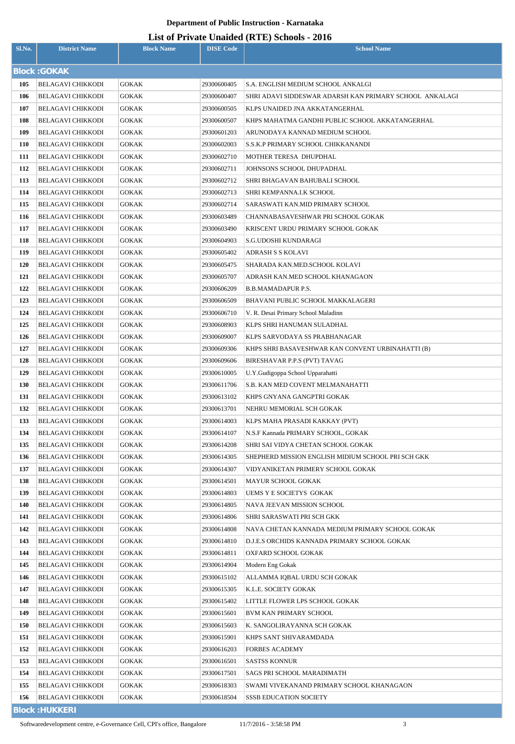# Department of Public Instruction - Karnataka

## List of Private Unaided (RTE) Schools - 2016

| Sl.No. | District Name | Block Name | DISE Code | School Name |
|---|---|---|---|---|
| **Block :GOKAK** | | | | |
| 105 | BELAGAVI CHIKKODI | GOKAK | 29300600405 | S.A. ENGLISH MEDIUM SCHOOL ANKALGI |
| 106 | BELAGAVI CHIKKODI | GOKAK | 29300600407 | SHRI ADAVI SIDDESWAR ADARSH KAN PRIMARY SCHOOL ANKALAGI |
| 107 | BELAGAVI CHIKKODI | GOKAK | 29300600505 | KLPS UNAIDED JNA AKKATANGERHAL |
| 108 | BELAGAVI CHIKKODI | GOKAK | 29300600507 | KHPS MAHATMA GANDHI PUBLIC SCHOOL AKKATANGERHAL |
| 109 | BELAGAVI CHIKKODI | GOKAK | 29300601203 | ARUNODAYA KANNAD MEDIUM SCHOOL |
| 110 | BELAGAVI CHIKKODI | GOKAK | 29300602003 | S.S.K.P PRIMARY SCHOOL CHIKKANANDI |
| 111 | BELAGAVI CHIKKODI | GOKAK | 29300602710 | MOTHER TERESA DHUPDHAL |
| 112 | BELAGAVI CHIKKODI | GOKAK | 29300602711 | JOHNSONS SCHOOL DHUPADHAL |
| 113 | BELAGAVI CHIKKODI | GOKAK | 29300602712 | SHRI BHAGAVAN BAHUBALI SCHOOL |
| 114 | BELAGAVI CHIKKODI | GOKAK | 29300602713 | SHRI KEMPANNA.I.K SCHOOL |
| 115 | BELAGAVI CHIKKODI | GOKAK | 29300602714 | SARASWATI KAN.MID PRIMARY SCHOOL |
| 116 | BELAGAVI CHIKKODI | GOKAK | 29300603489 | CHANNABASAVESHWAR PRI SCHOOL GOKAK |
| 117 | BELAGAVI CHIKKODI | GOKAK | 29300603490 | KRISCENT URDU PRIMARY SCHOOL GOKAK |
| 118 | BELAGAVI CHIKKODI | GOKAK | 29300604903 | S.G.UDOSHI KUNDARAGI |
| 119 | BELAGAVI CHIKKODI | GOKAK | 29300605402 | ADRASH S S KOLAVI |
| 120 | BELAGAVI CHIKKODI | GOKAK | 29300605475 | SHARADA KAN.MED.SCHOOL KOLAVI |
| 121 | BELAGAVI CHIKKODI | GOKAK | 29300605707 | ADRASH KAN.MED SCHOOL KHANAGAON |
| 122 | BELAGAVI CHIKKODI | GOKAK | 29300606209 | B.B.MAMADAPUR P.S. |
| 123 | BELAGAVI CHIKKODI | GOKAK | 29300606509 | BHAVANI PUBLIC SCHOOL MAKKALAGERI |
| 124 | BELAGAVI CHIKKODI | GOKAK | 29300606710 | V. R. Desai Primary School Maladinn |
| 125 | BELAGAVI CHIKKODI | GOKAK | 29300608903 | KLPS SHRI HANUMAN SULADHAL |
| 126 | BELAGAVI CHIKKODI | GOKAK | 29300609007 | KLPS SARVODAYA SS PRABHANAGAR |
| 127 | BELAGAVI CHIKKODI | GOKAK | 29300609306 | KHPS SHRI BASAVESHWAR KAN CONVENT URBINAHATTI (B) |
| 128 | BELAGAVI CHIKKODI | GOKAK | 29300609606 | BIRESHAVAR P.P.S (PVT) TAVAG |
| 129 | BELAGAVI CHIKKODI | GOKAK | 29300610005 | U.Y.Gudigoppa School Upparahatti |
| 130 | BELAGAVI CHIKKODI | GOKAK | 29300611706 | S.B. KAN MED COVENT MELMANAHATTI |
| 131 | BELAGAVI CHIKKODI | GOKAK | 29300613102 | KHPS GNYANA GANGPTRI GOKAK |
| 132 | BELAGAVI CHIKKODI | GOKAK | 29300613701 | NEHRU MEMORIAL SCH GOKAK |
| 133 | BELAGAVI CHIKKODI | GOKAK | 29300614003 | KLPS MAHA PRASADI KAKKAY (PVT) |
| 134 | BELAGAVI CHIKKODI | GOKAK | 29300614107 | N.S.F Kannada PRIMARY SCHOOL, GOKAK |
| 135 | BELAGAVI CHIKKODI | GOKAK | 29300614208 | SHRI SAI VIDYA CHETAN SCHOOL GOKAK |
| 136 | BELAGAVI CHIKKODI | GOKAK | 29300614305 | SHEPHERD MISSION ENGLISH MIDIUM SCHOOL PRI SCH GKK |
| 137 | BELAGAVI CHIKKODI | GOKAK | 29300614307 | VIDYANIKETAN PRIMERY SCHOOL GOKAK |
| 138 | BELAGAVI CHIKKODI | GOKAK | 29300614501 | MAYUR SCHOOL GOKAK |
| 139 | BELAGAVI CHIKKODI | GOKAK | 29300614803 | UEMS Y E SOCIETYS GOKAK |
| 140 | BELAGAVI CHIKKODI | GOKAK | 29300614805 | NAVA JEEVAN MISSION SCHOOL |
| 141 | BELAGAVI CHIKKODI | GOKAK | 29300614806 | SHRI SARASWATI PRI SCH GKK |
| 142 | BELAGAVI CHIKKODI | GOKAK | 29300614808 | NAVA CHETAN KANNADA MEDIUM PRIMARY SCHOOL GOKAK |
| 143 | BELAGAVI CHIKKODI | GOKAK | 29300614810 | D.J.E.S ORCHIDS KANNADA PRIMARY SCHOOL GOKAK |
| 144 | BELAGAVI CHIKKODI | GOKAK | 29300614811 | OXFARD SCHOOL GOKAK |
| 145 | BELAGAVI CHIKKODI | GOKAK | 29300614904 | Modern Eng Gokak |
| 146 | BELAGAVI CHIKKODI | GOKAK | 29300615102 | ALLAMMA IQBAL URDU SCH GOKAK |
| 147 | BELAGAVI CHIKKODI | GOKAK | 29300615305 | K.L.E. SOCIETY GOKAK |
| 148 | BELAGAVI CHIKKODI | GOKAK | 29300615402 | LITTLE FLOWER LPS SCHOOL GOKAK |
| 149 | BELAGAVI CHIKKODI | GOKAK | 29300615601 | BVM KAN PRIMARY SCHOOL |
| 150 | BELAGAVI CHIKKODI | GOKAK | 29300615603 | K. SANGOLIRAYANNA SCH GOKAK |
| 151 | BELAGAVI CHIKKODI | GOKAK | 29300615901 | KHPS SANT SHIVARAMDADA |
| 152 | BELAGAVI CHIKKODI | GOKAK | 29300616203 | FORBES ACADEMY |
| 153 | BELAGAVI CHIKKODI | GOKAK | 29300616501 | SASTSS KONNUR |
| 154 | BELAGAVI CHIKKODI | GOKAK | 29300617501 | SAGS PRI SCHOOL MARADIMATH |
| 155 | BELAGAVI CHIKKODI | GOKAK | 29300618303 | SWAMI VIVEKANAND PRIMARY SCHOOL KHANAGAON |
| 156 | BELAGAVI CHIKKODI | GOKAK | 29300618504 | SSSB EDUCATION SOCIETY |
| **Block :HUKKERI** | | | | |

Softwaredevelopment centre, e-Governance Cell, CPI's office, Bangalore 11/7/2016 - 3:58:58 PM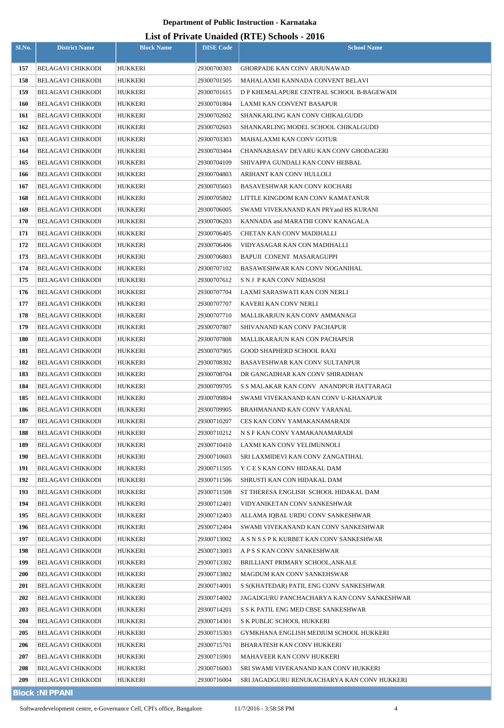# Department of Public Instruction - Karnataka

## List of Private Unaided (RTE) Schools - 2016

| Sl.No. | District Name | Block Name | DISE Code | School Name |
|---|---|---|---|---|
| 157 | BELAGAVI CHIKKODI | HUKKERI | 29300700303 | GHORPADE KAN CONV ARJUNAWAD |
| 158 | BELAGAVI CHIKKODI | HUKKERI | 29300701505 | MAHALAXMI KANNADA CONVENT BELAVI |
| 159 | BELAGAVI CHIKKODI | HUKKERI | 29300701615 | D P KHEMALAPURE CENTRAL SCHOOL B-BAGEWADI |
| 160 | BELAGAVI CHIKKODI | HUKKERI | 29300701804 | LAXMI KAN CONVENT BASAPUR |
| 161 | BELAGAVI CHIKKODI | HUKKERI | 29300702602 | SHANKARLING KAN CONV CHIKALGUDD |
| 162 | BELAGAVI CHIKKODI | HUKKERI | 29300702603 | SHANKARLING MODEL SCHOOL CHIKALGUDD |
| 163 | BELAGAVI CHIKKODI | HUKKERI | 29300703303 | MAHALAXMI KAN CONV GOTUR |
| 164 | BELAGAVI CHIKKODI | HUKKERI | 29300703404 | CHANNABASAV DEVARU KAN CONV GHODAGERI |
| 165 | BELAGAVI CHIKKODI | HUKKERI | 29300704109 | SHIVAPPA GUNDALI KAN CONV HEBBAL |
| 166 | BELAGAVI CHIKKODI | HUKKERI | 29300704803 | ARIHANT KAN CONV HULLOLI |
| 167 | BELAGAVI CHIKKODI | HUKKERI | 29300705603 | BASAVESHWAR KAN CONV KOCHARI |
| 168 | BELAGAVI CHIKKODI | HUKKERI | 29300705802 | LITTLE KINGDOM KAN CONV KAMATANUR |
| 169 | BELAGAVI CHIKKODI | HUKKERI | 29300706005 | SWAMI VIVEKANAND KAN PRYand HS KURANI |
| 170 | BELAGAVI CHIKKODI | HUKKERI | 29300706203 | KANNADA and MARATHI CONV KANAGALA |
| 171 | BELAGAVI CHIKKODI | HUKKERI | 29300706405 | CHETAN KAN CONV MADIHALLI |
| 172 | BELAGAVI CHIKKODI | HUKKERI | 29300706406 | VIDYASAGAR KAN CON MADIHALLI |
| 173 | BELAGAVI CHIKKODI | HUKKERI | 29300706803 | BAPUJI CONENT MASARAGUPPI |
| 174 | BELAGAVI CHIKKODI | HUKKERI | 29300707102 | BASAWESHWAR KAN CONV NOGANIHAL |
| 175 | BELAGAVI CHIKKODI | HUKKERI | 29300707612 | S N J P KAN CONV NIDASOSI |
| 176 | BELAGAVI CHIKKODI | HUKKERI | 29300707704 | LAXMI SARASWATI KAN CON NERLI |
| 177 | BELAGAVI CHIKKODI | HUKKERI | 29300707707 | KAVERI KAN CONV NERLI |
| 178 | BELAGAVI CHIKKODI | HUKKERI | 29300707710 | MALLIKARJUN KAN CONV AMMANAGI |
| 179 | BELAGAVI CHIKKODI | HUKKERI | 29300707807 | SHIVANAND KAN CONV PACHAPUR |
| 180 | BELAGAVI CHIKKODI | HUKKERI | 29300707808 | MALLIKARAJUN KAN CON PACHAPUR |
| 181 | BELAGAVI CHIKKODI | HUKKERI | 29300707905 | GOOD SHAPHERD SCHOOL RAXI |
| 182 | BELAGAVI CHIKKODI | HUKKERI | 29300708302 | BASAVESHWAR KAN CONV SULTANPUR |
| 183 | BELAGAVI CHIKKODI | HUKKERI | 29300708704 | DR GANGADHAR KAN CONV SHIRADHAN |
| 184 | BELAGAVI CHIKKODI | HUKKERI | 29300709705 | S S MALAKAR KAN CONV ANANDPUR HATTARAGI |
| 185 | BELAGAVI CHIKKODI | HUKKERI | 29300709804 | SWAMI VIVEKANAND KAN CONV U-KHANAPUR |
| 186 | BELAGAVI CHIKKODI | HUKKERI | 29300709905 | BRAHMANAND KAN CONV YARANAL |
| 187 | BELAGAVI CHIKKODI | HUKKERI | 29300710207 | CES KAN CONV YAMAKANAMARADI |
| 188 | BELAGAVI CHIKKODI | HUKKERI | 29300710212 | N S F KAN CONV YAMAKANAMARADI |
| 189 | BELAGAVI CHIKKODI | HUKKERI | 29300710410 | LAXMI KAN CONV YELIMUNNOLI |
| 190 | BELAGAVI CHIKKODI | HUKKERI | 29300710603 | SRI LAXMIDEVI KAN CONV ZANGATIHAL |
| 191 | BELAGAVI CHIKKODI | HUKKERI | 29300711505 | Y C E S KAN CONV HIDAKAL DAM |
| 192 | BELAGAVI CHIKKODI | HUKKERI | 29300711506 | SHRUSTI KAN CON HIDAKAL DAM |
| 193 | BELAGAVI CHIKKODI | HUKKERI | 29300711508 | ST THERESA ENGLISH SCHOOL HIDAKAL DAM |
| 194 | BELAGAVI CHIKKODI | HUKKERI | 29300712401 | VIDYANIKETAN CONV SANKESHWAR |
| 195 | BELAGAVI CHIKKODI | HUKKERI | 29300712403 | ALLAMA IQBAL URDU CONV SANKESHWAR |
| 196 | BELAGAVI CHIKKODI | HUKKERI | 29300712404 | SWAMI VIVEKANAND KAN CONV SANKESHWAR |
| 197 | BELAGAVI CHIKKODI | HUKKERI | 29300713002 | A S N S S P K KURBET KAN CONV SANKESHWAR |
| 198 | BELAGAVI CHIKKODI | HUKKERI | 29300713003 | A P S S KAN CONV SANKESHWAR |
| 199 | BELAGAVI CHIKKODI | HUKKERI | 29300713302 | BRILLIANT PRIMARY SCHOOL,ANKALE |
| 200 | BELAGAVI CHIKKODI | HUKKERI | 29300713802 | MAGDUM KAN CONV SANKEHSWAR |
| 201 | BELAGAVI CHIKKODI | HUKKERI | 29300714001 | S S(KHATEDAR) PATIL ENG CONV SANKESHWAR |
| 202 | BELAGAVI CHIKKODI | HUKKERI | 29300714002 | JAGADGURU PANCHACHARYA KAN CONV SANKESHWAR |
| 203 | BELAGAVI CHIKKODI | HUKKERI | 29300714201 | S S K PATIL ENG MED CBSE SANKESHWAR |
| 204 | BELAGAVI CHIKKODI | HUKKERI | 29300714301 | S K PUBLIC SCHOOL HUKKERI |
| 205 | BELAGAVI CHIKKODI | HUKKERI | 29300715303 | GYMKHANA ENGLISH MEDIUM SCHOOL HUKKERI |
| 206 | BELAGAVI CHIKKODI | HUKKERI | 29300715701 | BHARATESH KAN CONV HUKKERI |
| 207 | BELAGAVI CHIKKODI | HUKKERI | 29300715901 | MAHAVEER KAN CONV HUKKERI |
| 208 | BELAGAVI CHIKKODI | HUKKERI | 29300716003 | SRI SWAMI VIVEKANAND KAN CONV HUKKERI |
| 209 | BELAGAVI CHIKKODI | HUKKERI | 29300716004 | SRI JAGADGURU RENUKACHARYA KAN CONV HUKKERI |

**Block : NIPPANI**

Softwaredevelopment centre, e-Governance Cell, CPI's office, Bangalore    11/7/2016 - 3:58:58 PM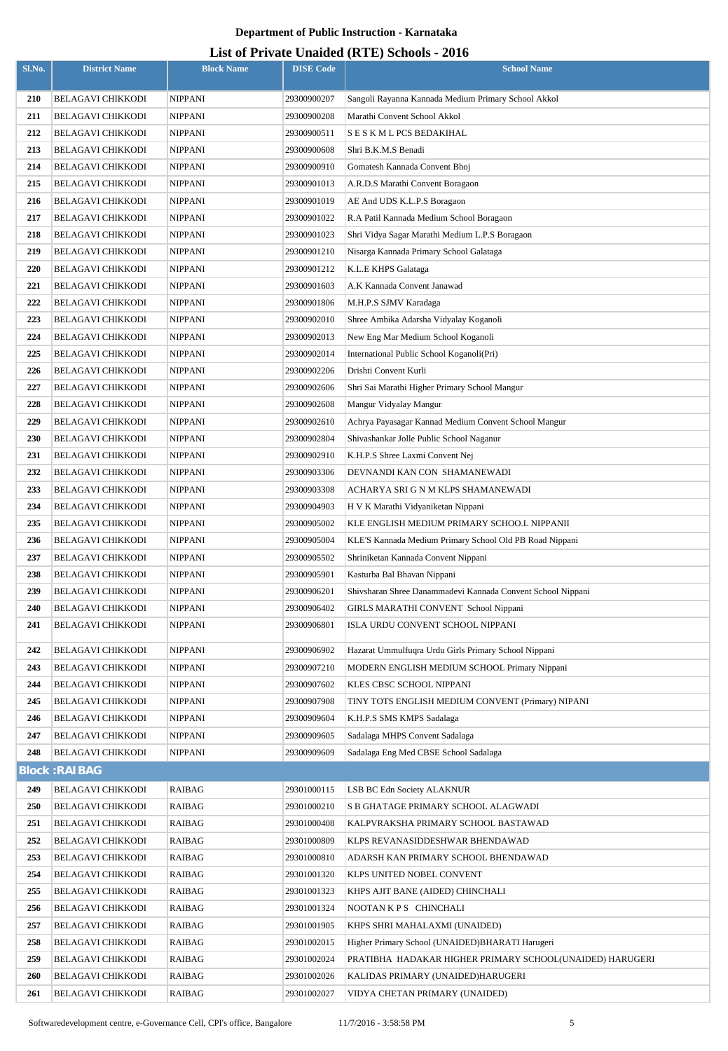**Department of Public Instruction - Karnataka**

**List of Private Unaided (RTE) Schools - 2016**

| Sl.No. | District Name | Block Name | DISE Code | School Name |
|---|---|---|---|---|
| 210 | BELAGAVI CHIKKODI | NIPPANI | 29300900207 | Sangoli Rayanna Kannada Medium Primary School Akkol |
| 211 | BELAGAVI CHIKKODI | NIPPANI | 29300900208 | Marathi Convent School Akkol |
| 212 | BELAGAVI CHIKKODI | NIPPANI | 29300900511 | S E S K M L PCS BEDAKIHAL |
| 213 | BELAGAVI CHIKKODI | NIPPANI | 29300900608 | Shri B.K.M.S Benadi |
| 214 | BELAGAVI CHIKKODI | NIPPANI | 29300900910 | Gomatesh Kannada Convent Bhoj |
| 215 | BELAGAVI CHIKKODI | NIPPANI | 29300901013 | A.R.D.S Marathi Convent Boragaon |
| 216 | BELAGAVI CHIKKODI | NIPPANI | 29300901019 | AE And UDS K.L.P.S Boragaon |
| 217 | BELAGAVI CHIKKODI | NIPPANI | 29300901022 | R.A Patil Kannada Medium School Boragaon |
| 218 | BELAGAVI CHIKKODI | NIPPANI | 29300901023 | Shri Vidya Sagar Marathi Medium L.P.S Boragaon |
| 219 | BELAGAVI CHIKKODI | NIPPANI | 29300901210 | Nisarga Kannada Primary School Galataga |
| 220 | BELAGAVI CHIKKODI | NIPPANI | 29300901212 | K.L.E KHPS Galataga |
| 221 | BELAGAVI CHIKKODI | NIPPANI | 29300901603 | A.K Kannada Convent Janawad |
| 222 | BELAGAVI CHIKKODI | NIPPANI | 29300901806 | M.H.P.S SJMV Karadaga |
| 223 | BELAGAVI CHIKKODI | NIPPANI | 29300902010 | Shree Ambika Adarsha Vidyalay Koganoli |
| 224 | BELAGAVI CHIKKODI | NIPPANI | 29300902013 | New Eng Mar Medium School Koganoli |
| 225 | BELAGAVI CHIKKODI | NIPPANI | 29300902014 | International Public School Koganoli(Pri) |
| 226 | BELAGAVI CHIKKODI | NIPPANI | 29300902206 | Drishti Convent Kurli |
| 227 | BELAGAVI CHIKKODI | NIPPANI | 29300902606 | Shri Sai Marathi Higher Primary School Mangur |
| 228 | BELAGAVI CHIKKODI | NIPPANI | 29300902608 | Mangur Vidyalay Mangur |
| 229 | BELAGAVI CHIKKODI | NIPPANI | 29300902610 | Achrya Payasagar Kannad Medium Convent School Mangur |
| 230 | BELAGAVI CHIKKODI | NIPPANI | 29300902804 | Shivashankar Jolle Public School Naganur |
| 231 | BELAGAVI CHIKKODI | NIPPANI | 29300902910 | K.H.P.S Shree Laxmi Convent Nej |
| 232 | BELAGAVI CHIKKODI | NIPPANI | 29300903306 | DEVNANDI KAN CON SHAMANEWADI |
| 233 | BELAGAVI CHIKKODI | NIPPANI | 29300903308 | ACHARYA SRI G N M KLPS SHAMANEWADI |
| 234 | BELAGAVI CHIKKODI | NIPPANI | 29300904903 | H V K Marathi Vidyaniketan Nippani |
| 235 | BELAGAVI CHIKKODI | NIPPANI | 29300905002 | KLE ENGLISH MEDIUM PRIMARY SCHOO.L NIPPANII |
| 236 | BELAGAVI CHIKKODI | NIPPANI | 29300905004 | KLE'S Kannada Medium Primary School Old PB Road Nippani |
| 237 | BELAGAVI CHIKKODI | NIPPANI | 29300905502 | Shriniketan Kannada Convent Nippani |
| 238 | BELAGAVI CHIKKODI | NIPPANI | 29300905901 | Kasturba Bal Bhavan Nippani |
| 239 | BELAGAVI CHIKKODI | NIPPANI | 29300906201 | Shivsharan Shree Danammadevi Kannada Convent School Nippani |
| 240 | BELAGAVI CHIKKODI | NIPPANI | 29300906402 | GIRLS MARATHI CONVENT School Nippani |
| 241 | BELAGAVI CHIKKODI | NIPPANI | 29300906801 | ISLA URDU CONVENT SCHOOL NIPPANI |
| 242 | BELAGAVI CHIKKODI | NIPPANI | 29300906902 | Hazarat Ummulfuqra Urdu Girls Primary School Nippani |
| 243 | BELAGAVI CHIKKODI | NIPPANI | 29300907210 | MODERN ENGLISH MEDIUM SCHOOL Primary Nippani |
| 244 | BELAGAVI CHIKKODI | NIPPANI | 29300907602 | KLES CBSC SCHOOL NIPPANI |
| 245 | BELAGAVI CHIKKODI | NIPPANI | 29300907908 | TINY TOTS ENGLISH MEDIUM CONVENT (Primary) NIPANI |
| 246 | BELAGAVI CHIKKODI | NIPPANI | 29300909604 | K.H.P.S SMS KMPS Sadalaga |
| 247 | BELAGAVI CHIKKODI | NIPPANI | 29300909605 | Sadalaga MHPS Convent Sadalaga |
| 248 | BELAGAVI CHIKKODI | NIPPANI | 29300909609 | Sadalaga Eng Med CBSE School Sadalaga |
| **Block :RAIBAG** | | | | |
| 249 | BELAGAVI CHIKKODI | RAIBAG | 29301000115 | LSB BC Edn Society ALAKNUR |
| 250 | BELAGAVI CHIKKODI | RAIBAG | 29301000210 | S B GHATAGE PRIMARY SCHOOL ALAGWADI |
| 251 | BELAGAVI CHIKKODI | RAIBAG | 29301000408 | KALPVRAKSHA PRIMARY SCHOOL BASTAWAD |
| 252 | BELAGAVI CHIKKODI | RAIBAG | 29301000809 | KLPS REVANASIDDESHWAR BHENDAWAD |
| 253 | BELAGAVI CHIKKODI | RAIBAG | 29301000810 | ADARSH KAN PRIMARY SCHOOL BHENDAWAD |
| 254 | BELAGAVI CHIKKODI | RAIBAG | 29301001320 | KLPS UNITED NOBEL CONVENT |
| 255 | BELAGAVI CHIKKODI | RAIBAG | 29301001323 | KHPS AJIT BANE (AIDED) CHINCHALI |
| 256 | BELAGAVI CHIKKODI | RAIBAG | 29301001324 | NOOTAN K P S CHINCHALI |
| 257 | BELAGAVI CHIKKODI | RAIBAG | 29301001905 | KHPS SHRI MAHALAXMI (UNAIDED) |
| 258 | BELAGAVI CHIKKODI | RAIBAG | 29301002015 | Higher Primary School (UNAIDED)BHARATI Harugeri |
| 259 | BELAGAVI CHIKKODI | RAIBAG | 29301002024 | PRATIBHA HADAKAR HIGHER PRIMARY SCHOOL(UNAIDED) HARUGERI |
| 260 | BELAGAVI CHIKKODI | RAIBAG | 29301002026 | KALIDAS PRIMARY (UNAIDED)HARUGERI |
| 261 | BELAGAVI CHIKKODI | RAIBAG | 29301002027 | VIDYA CHETAN PRIMARY (UNAIDED) |

Softwaredevelopment centre, e-Governance Cell, CPI's office, Bangalore 11/7/2016 - 3:58:58 PM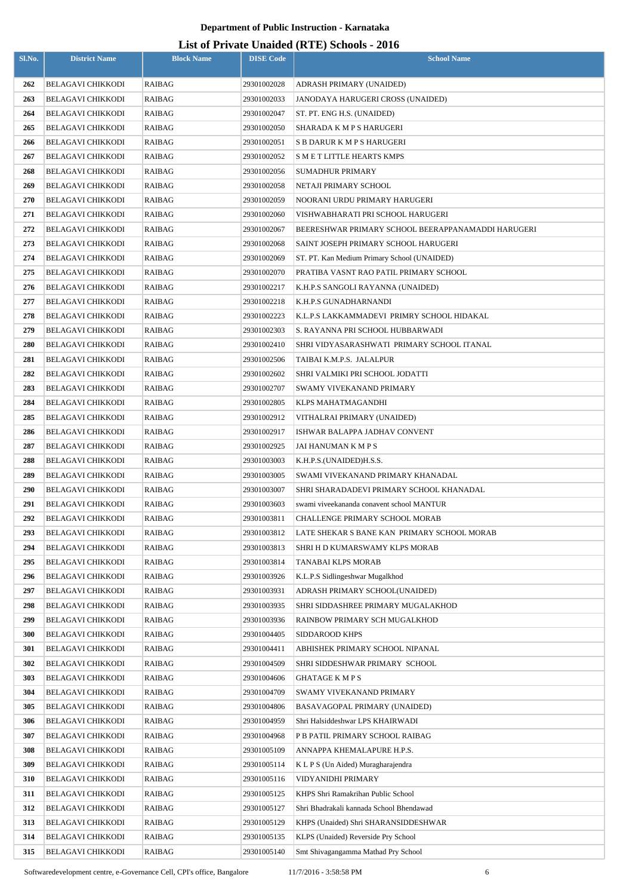# Department of Public Instruction - Karnataka

## List of Private Unaided (RTE) Schools - 2016

| Sl.No. | District Name | Block Name | DISE Code | School Name |
|---|---|---|---|---|
| 262 | BELAGAVI CHIKKODI | RAIBAG | 29301002028 | ADRASH PRIMARY (UNAIDED) |
| 263 | BELAGAVI CHIKKODI | RAIBAG | 29301002033 | JANODAYA HARUGERI CROSS (UNAIDED) |
| 264 | BELAGAVI CHIKKODI | RAIBAG | 29301002047 | ST. PT. ENG H.S. (UNAIDED) |
| 265 | BELAGAVI CHIKKODI | RAIBAG | 29301002050 | SHARADA K M P S HARUGERI |
| 266 | BELAGAVI CHIKKODI | RAIBAG | 29301002051 | S B DARUR K M P S HARUGERI |
| 267 | BELAGAVI CHIKKODI | RAIBAG | 29301002052 | S M E T LITTLE HEARTS KMPS |
| 268 | BELAGAVI CHIKKODI | RAIBAG | 29301002056 | SUMADHUR PRIMARY |
| 269 | BELAGAVI CHIKKODI | RAIBAG | 29301002058 | NETAJI PRIMARY SCHOOL |
| 270 | BELAGAVI CHIKKODI | RAIBAG | 29301002059 | NOORANI URDU PRIMARY HARUGERI |
| 271 | BELAGAVI CHIKKODI | RAIBAG | 29301002060 | VISHWABHARATI PRI SCHOOL HARUGERI |
| 272 | BELAGAVI CHIKKODI | RAIBAG | 29301002067 | BEERESHWAR PRIMARY SCHOOL BEERAPPANAMADDI HARUGERI |
| 273 | BELAGAVI CHIKKODI | RAIBAG | 29301002068 | SAINT JOSEPH PRIMARY SCHOOL HARUGERI |
| 274 | BELAGAVI CHIKKODI | RAIBAG | 29301002069 | ST. PT. Kan Medium Primary School (UNAIDED) |
| 275 | BELAGAVI CHIKKODI | RAIBAG | 29301002070 | PRATIBA VASNT RAO PATIL PRIMARY SCHOOL |
| 276 | BELAGAVI CHIKKODI | RAIBAG | 29301002217 | K.H.P.S SANGOLI RAYANNA (UNAIDED) |
| 277 | BELAGAVI CHIKKODI | RAIBAG | 29301002218 | K.H.P.S GUNADHARNANDI |
| 278 | BELAGAVI CHIKKODI | RAIBAG | 29301002223 | K.L.P.S LAKKAMMADEVI PRIMRY SCHOOL HIDAKAL |
| 279 | BELAGAVI CHIKKODI | RAIBAG | 29301002303 | S. RAYANNA PRI SCHOOL HUBBARWADI |
| 280 | BELAGAVI CHIKKODI | RAIBAG | 29301002410 | SHRI VIDYASARASHWATI PRIMARY SCHOOL ITANAL |
| 281 | BELAGAVI CHIKKODI | RAIBAG | 29301002506 | TAIBAI K.M.P.S. JALALPUR |
| 282 | BELAGAVI CHIKKODI | RAIBAG | 29301002602 | SHRI VALMIKI PRI SCHOOL JODATTI |
| 283 | BELAGAVI CHIKKODI | RAIBAG | 29301002707 | SWAMY VIVEKANAND PRIMARY |
| 284 | BELAGAVI CHIKKODI | RAIBAG | 29301002805 | KLPS MAHATMAGANDHI |
| 285 | BELAGAVI CHIKKODI | RAIBAG | 29301002912 | VITHALRAI PRIMARY (UNAIDED) |
| 286 | BELAGAVI CHIKKODI | RAIBAG | 29301002917 | ISHWAR BALAPPA JADHAV CONVENT |
| 287 | BELAGAVI CHIKKODI | RAIBAG | 29301002925 | JAI HANUMAN K M P S |
| 288 | BELAGAVI CHIKKODI | RAIBAG | 29301003003 | K.H.P.S.(UNAIDED)H.S.S. |
| 289 | BELAGAVI CHIKKODI | RAIBAG | 29301003005 | SWAMI VIVEKANAND PRIMARY KHANADAL |
| 290 | BELAGAVI CHIKKODI | RAIBAG | 29301003007 | SHRI SHARADADEVI PRIMARY SCHOOL KHANADAL |
| 291 | BELAGAVI CHIKKODI | RAIBAG | 29301003603 | swami viveekananda conavent school MANTUR |
| 292 | BELAGAVI CHIKKODI | RAIBAG | 29301003811 | CHALLENGE PRIMARY SCHOOL MORAB |
| 293 | BELAGAVI CHIKKODI | RAIBAG | 29301003812 | LATE SHEKAR S BANE KAN PRIMARY SCHOOL MORAB |
| 294 | BELAGAVI CHIKKODI | RAIBAG | 29301003813 | SHRI H D KUMARSWAMY KLPS MORAB |
| 295 | BELAGAVI CHIKKODI | RAIBAG | 29301003814 | TANABAI KLPS MORAB |
| 296 | BELAGAVI CHIKKODI | RAIBAG | 29301003926 | K.L.P.S Sidlingeshwar Mugalkhod |
| 297 | BELAGAVI CHIKKODI | RAIBAG | 29301003931 | ADRASH PRIMARY SCHOOL(UNAIDED) |
| 298 | BELAGAVI CHIKKODI | RAIBAG | 29301003935 | SHRI SIDDASHREE PRIMARY MUGALAKHOD |
| 299 | BELAGAVI CHIKKODI | RAIBAG | 29301003936 | RAINBOW PRIMARY SCH MUGALKHOD |
| 300 | BELAGAVI CHIKKODI | RAIBAG | 29301004405 | SIDDAROOD KHPS |
| 301 | BELAGAVI CHIKKODI | RAIBAG | 29301004411 | ABHISHEK PRIMARY SCHOOL NIPANAL |
| 302 | BELAGAVI CHIKKODI | RAIBAG | 29301004509 | SHRI SIDDESHWAR PRIMARY SCHOOL |
| 303 | BELAGAVI CHIKKODI | RAIBAG | 29301004606 | GHATAGE K M P S |
| 304 | BELAGAVI CHIKKODI | RAIBAG | 29301004709 | SWAMY VIVEKANAND PRIMARY |
| 305 | BELAGAVI CHIKKODI | RAIBAG | 29301004806 | BASAVAGOPAL PRIMARY (UNAIDED) |
| 306 | BELAGAVI CHIKKODI | RAIBAG | 29301004959 | Shri Halsiddeshwar LPS KHAIRWADI |
| 307 | BELAGAVI CHIKKODI | RAIBAG | 29301004968 | P B PATIL PRIMARY SCHOOL RAIBAG |
| 308 | BELAGAVI CHIKKODI | RAIBAG | 29301005109 | ANNAPPA KHEMALAPURE H.P.S. |
| 309 | BELAGAVI CHIKKODI | RAIBAG | 29301005114 | K L P S (Un Aided) Muragharajendra |
| 310 | BELAGAVI CHIKKODI | RAIBAG | 29301005116 | VIDYANIDHI PRIMARY |
| 311 | BELAGAVI CHIKKODI | RAIBAG | 29301005125 | KHPS Shri Ramakrihan Public School |
| 312 | BELAGAVI CHIKKODI | RAIBAG | 29301005127 | Shri Bhadrakali kannada School Bhendawad |
| 313 | BELAGAVI CHIKKODI | RAIBAG | 29301005129 | KHPS (Unaided) Shri SHARANSIDDESHWAR |
| 314 | BELAGAVI CHIKKODI | RAIBAG | 29301005135 | KLPS (Unaided) Reverside Pry School |
| 315 | BELAGAVI CHIKKODI | RAIBAG | 29301005140 | Smt Shivagangamma Mathad Pry School |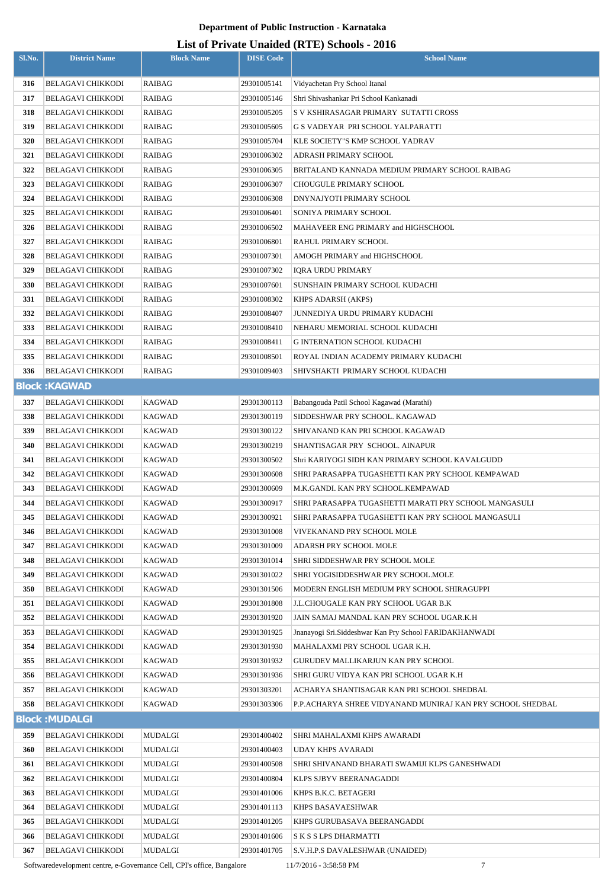**Department of Public Instruction - Karnataka**

**List of Private Unaided (RTE) Schools - 2016**

| Sl.No. | District Name | Block Name | DISE Code | School Name |
|---|---|---|---|---|
| 316 | BELAGAVI CHIKKODI | RAIBAG | 29301005141 | Vidyachetan Pry School Itanal |
| 317 | BELAGAVI CHIKKODI | RAIBAG | 29301005146 | Shri Shivashankar Pri School Kankanadi |
| 318 | BELAGAVI CHIKKODI | RAIBAG | 29301005205 | S V KSHIRASAGAR PRIMARY SUTATTI CROSS |
| 319 | BELAGAVI CHIKKODI | RAIBAG | 29301005605 | G S VADEYAR PRI SCHOOL YALPARATTI |
| 320 | BELAGAVI CHIKKODI | RAIBAG | 29301005704 | KLE SOCIETY"S KMP SCHOOL YADRAV |
| 321 | BELAGAVI CHIKKODI | RAIBAG | 29301006302 | ADRASH PRIMARY SCHOOL |
| 322 | BELAGAVI CHIKKODI | RAIBAG | 29301006305 | BRITALAND KANNADA MEDIUM PRIMARY SCHOOL RAIBAG |
| 323 | BELAGAVI CHIKKODI | RAIBAG | 29301006307 | CHOUGULE PRIMARY SCHOOL |
| 324 | BELAGAVI CHIKKODI | RAIBAG | 29301006308 | DNYNAJYOTI PRIMARY SCHOOL |
| 325 | BELAGAVI CHIKKODI | RAIBAG | 29301006401 | SONIYA PRIMARY SCHOOL |
| 326 | BELAGAVI CHIKKODI | RAIBAG | 29301006502 | MAHAVEER ENG PRIMARY and HIGHSCHOOL |
| 327 | BELAGAVI CHIKKODI | RAIBAG | 29301006801 | RAHUL PRIMARY SCHOOL |
| 328 | BELAGAVI CHIKKODI | RAIBAG | 29301007301 | AMOGH PRIMARY and HIGHSCHOOL |
| 329 | BELAGAVI CHIKKODI | RAIBAG | 29301007302 | IQRA URDU PRIMARY |
| 330 | BELAGAVI CHIKKODI | RAIBAG | 29301007601 | SUNSHAIN PRIMARY SCHOOL KUDACHI |
| 331 | BELAGAVI CHIKKODI | RAIBAG | 29301008302 | KHPS ADARSH (AKPS) |
| 332 | BELAGAVI CHIKKODI | RAIBAG | 29301008407 | JUNNEDIYA URDU PRIMARY KUDACHI |
| 333 | BELAGAVI CHIKKODI | RAIBAG | 29301008410 | NEHARU MEMORIAL SCHOOL KUDACHI |
| 334 | BELAGAVI CHIKKODI | RAIBAG | 29301008411 | G INTERNATION SCHOOL KUDACHI |
| 335 | BELAGAVI CHIKKODI | RAIBAG | 29301008501 | ROYAL INDIAN ACADEMY PRIMARY KUDACHI |
| 336 | BELAGAVI CHIKKODI | RAIBAG | 29301009403 | SHIVSHAKTI PRIMARY SCHOOL KUDACHI |
| **Block :KAGWAD** | | | | |
| 337 | BELAGAVI CHIKKODI | KAGWAD | 29301300113 | Babangouda Patil School Kagawad (Marathi) |
| 338 | BELAGAVI CHIKKODI | KAGWAD | 29301300119 | SIDDESHWAR PRY SCHOOL. KAGAWAD |
| 339 | BELAGAVI CHIKKODI | KAGWAD | 29301300122 | SHIVANAND KAN PRI SCHOOL KAGAWAD |
| 340 | BELAGAVI CHIKKODI | KAGWAD | 29301300219 | SHANTISAGAR PRY SCHOOL. AINAPUR |
| 341 | BELAGAVI CHIKKODI | KAGWAD | 29301300502 | Shri KARIYOGI SIDH KAN PRIMARY SCHOOL KAVALGUDD |
| 342 | BELAGAVI CHIKKODI | KAGWAD | 29301300608 | SHRI PARASAPPA TUGASHETTI KAN PRY SCHOOL KEMPAWAD |
| 343 | BELAGAVI CHIKKODI | KAGWAD | 29301300609 | M.K.GANDI. KAN PRY SCHOOL.KEMPAWAD |
| 344 | BELAGAVI CHIKKODI | KAGWAD | 29301300917 | SHRI PARASAPPA TUGASHETTI MARATI PRY SCHOOL MANGASULI |
| 345 | BELAGAVI CHIKKODI | KAGWAD | 29301300921 | SHRI PARASAPPA TUGASHETTI KAN PRY SCHOOL MANGASULI |
| 346 | BELAGAVI CHIKKODI | KAGWAD | 29301301008 | VIVEKANAND PRY SCHOOL MOLE |
| 347 | BELAGAVI CHIKKODI | KAGWAD | 29301301009 | ADARSH PRY SCHOOL MOLE |
| 348 | BELAGAVI CHIKKODI | KAGWAD | 29301301014 | SHRI SIDDESHWAR PRY SCHOOL MOLE |
| 349 | BELAGAVI CHIKKODI | KAGWAD | 29301301022 | SHRI YOGISIDDESHWAR PRY SCHOOL.MOLE |
| 350 | BELAGAVI CHIKKODI | KAGWAD | 29301301506 | MODERN ENGLISH MEDIUM PRY SCHOOL SHIRAGUPPI |
| 351 | BELAGAVI CHIKKODI | KAGWAD | 29301301808 | J.L.CHOUGALE KAN PRY SCHOOL UGAR B.K |
| 352 | BELAGAVI CHIKKODI | KAGWAD | 29301301920 | JAIN SAMAJ MANDAL KAN PRY SCHOOL UGAR.K.H |
| 353 | BELAGAVI CHIKKODI | KAGWAD | 29301301925 | Jnanayogi Sri.Siddeshwar Kan Pry School FARIDAKHANWADI |
| 354 | BELAGAVI CHIKKODI | KAGWAD | 29301301930 | MAHALAXMI PRY SCHOOL UGAR K.H. |
| 355 | BELAGAVI CHIKKODI | KAGWAD | 29301301932 | GURUDEV MALLIKARJUN KAN PRY SCHOOL |
| 356 | BELAGAVI CHIKKODI | KAGWAD | 29301301936 | SHRI GURU VIDYA KAN PRI SCHOOL UGAR K.H |
| 357 | BELAGAVI CHIKKODI | KAGWAD | 29301303201 | ACHARYA SHANTISAGAR KAN PRI SCHOOL SHEDBAL |
| 358 | BELAGAVI CHIKKODI | KAGWAD | 29301303306 | P.P.ACHARYA SHREE VIDYANAND MUNIRAJ KAN PRY SCHOOL SHEDBAL |
| **Block :MUDALGI** | | | | |
| 359 | BELAGAVI CHIKKODI | MUDALGI | 29301400402 | SHRI MAHALAXMI KHPS AWARADI |
| 360 | BELAGAVI CHIKKODI | MUDALGI | 29301400403 | UDAY KHPS AVARADI |
| 361 | BELAGAVI CHIKKODI | MUDALGI | 29301400508 | SHRI SHIVANAND BHARATI SWAMIJI KLPS GANESHWADI |
| 362 | BELAGAVI CHIKKODI | MUDALGI | 29301400804 | KLPS SJBYV BEERANAGADDI |
| 363 | BELAGAVI CHIKKODI | MUDALGI | 29301401006 | KHPS B.K.C. BETAGERI |
| 364 | BELAGAVI CHIKKODI | MUDALGI | 29301401113 | KHPS BASAVAESHWAR |
| 365 | BELAGAVI CHIKKODI | MUDALGI | 29301401205 | KHPS GURUBASAVA BEERANGADDI |
| 366 | BELAGAVI CHIKKODI | MUDALGI | 29301401606 | S K S S LPS DHARMATTI |
| 367 | BELAGAVI CHIKKODI | MUDALGI | 29301401705 | S.V.H.P.S DAVALESHWAR (UNAIDED) |

Softwaredevelopment centre, e-Governance Cell, CPI's office, Bangalore 11/7/2016 - 3:58:58 PM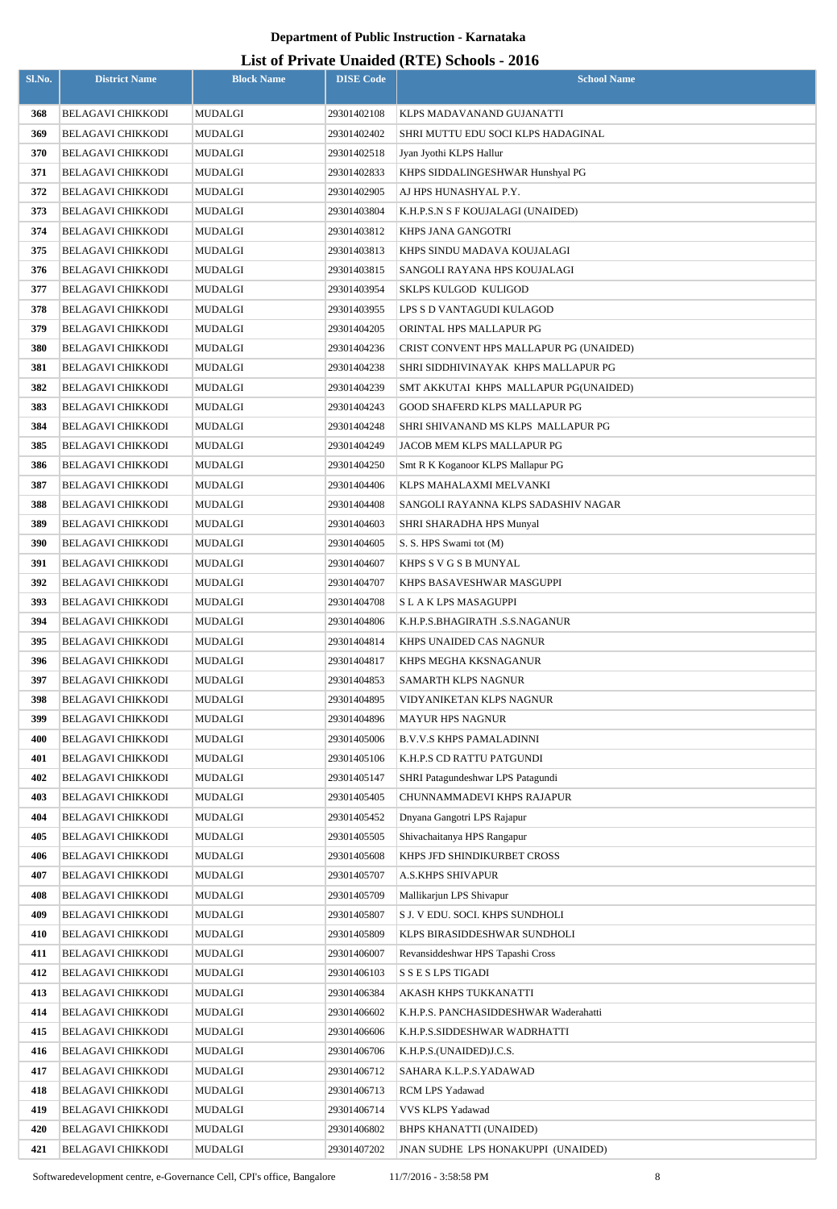# Department of Public Instruction - Karnataka

## List of Private Unaided (RTE) Schools - 2016

| Sl.No. | District Name | Block Name | DISE Code | School Name |
|---|---|---|---|---|
| 368 | BELAGAVI CHIKKODI | MUDALGI | 29301402108 | KLPS MADAVANAND GUJANATTI |
| 369 | BELAGAVI CHIKKODI | MUDALGI | 29301402402 | SHRI MUTTU EDU SOCI KLPS HADAGINAL |
| 370 | BELAGAVI CHIKKODI | MUDALGI | 29301402518 | Jyan Jyothi KLPS Hallur |
| 371 | BELAGAVI CHIKKODI | MUDALGI | 29301402833 | KHPS SIDDALINGESHWAR Hunshyal PG |
| 372 | BELAGAVI CHIKKODI | MUDALGI | 29301402905 | AJ HPS HUNASHYAL P.Y. |
| 373 | BELAGAVI CHIKKODI | MUDALGI | 29301403804 | K.H.P.S.N S F KOUJALAGI (UNAIDED) |
| 374 | BELAGAVI CHIKKODI | MUDALGI | 29301403812 | KHPS JANA GANGOTRI |
| 375 | BELAGAVI CHIKKODI | MUDALGI | 29301403813 | KHPS SINDU MADAVA KOUJALAGI |
| 376 | BELAGAVI CHIKKODI | MUDALGI | 29301403815 | SANGOLI RAYANA HPS KOUJALAGI |
| 377 | BELAGAVI CHIKKODI | MUDALGI | 29301403954 | SKLPS KULGOD KULIGOD |
| 378 | BELAGAVI CHIKKODI | MUDALGI | 29301403955 | LPS S D VANTAGUDI KULAGOD |
| 379 | BELAGAVI CHIKKODI | MUDALGI | 29301404205 | ORINTAL HPS MALLAPUR PG |
| 380 | BELAGAVI CHIKKODI | MUDALGI | 29301404236 | CRIST CONVENT HPS MALLAPUR PG (UNAIDED) |
| 381 | BELAGAVI CHIKKODI | MUDALGI | 29301404238 | SHRI SIDDHIVINAYAK KHPS MALLAPUR PG |
| 382 | BELAGAVI CHIKKODI | MUDALGI | 29301404239 | SMT AKKUTAI KHPS MALLAPUR PG(UNAIDED) |
| 383 | BELAGAVI CHIKKODI | MUDALGI | 29301404243 | GOOD SHAFERD KLPS MALLAPUR PG |
| 384 | BELAGAVI CHIKKODI | MUDALGI | 29301404248 | SHRI SHIVANAND MS KLPS MALLAPUR PG |
| 385 | BELAGAVI CHIKKODI | MUDALGI | 29301404249 | JACOB MEM KLPS MALLAPUR PG |
| 386 | BELAGAVI CHIKKODI | MUDALGI | 29301404250 | Smt R K Koganoor KLPS Mallapur PG |
| 387 | BELAGAVI CHIKKODI | MUDALGI | 29301404406 | KLPS MAHALAXMI MELVANKI |
| 388 | BELAGAVI CHIKKODI | MUDALGI | 29301404408 | SANGOLI RAYANNA KLPS SADASHIV NAGAR |
| 389 | BELAGAVI CHIKKODI | MUDALGI | 29301404603 | SHRI SHARADHA HPS Munyal |
| 390 | BELAGAVI CHIKKODI | MUDALGI | 29301404605 | S. S. HPS Swami tot (M) |
| 391 | BELAGAVI CHIKKODI | MUDALGI | 29301404607 | KHPS S V G S B MUNYAL |
| 392 | BELAGAVI CHIKKODI | MUDALGI | 29301404707 | KHPS BASAVESHWAR MASGUPPI |
| 393 | BELAGAVI CHIKKODI | MUDALGI | 29301404708 | S L A K LPS MASAGUPPI |
| 394 | BELAGAVI CHIKKODI | MUDALGI | 29301404806 | K.H.P.S.BHAGIRATH .S.S.NAGANUR |
| 395 | BELAGAVI CHIKKODI | MUDALGI | 29301404814 | KHPS UNAIDED CAS NAGNUR |
| 396 | BELAGAVI CHIKKODI | MUDALGI | 29301404817 | KHPS MEGHA KKSNAGANUR |
| 397 | BELAGAVI CHIKKODI | MUDALGI | 29301404853 | SAMARTH KLPS NAGNUR |
| 398 | BELAGAVI CHIKKODI | MUDALGI | 29301404895 | VIDYANIKETAN KLPS NAGNUR |
| 399 | BELAGAVI CHIKKODI | MUDALGI | 29301404896 | MAYUR HPS NAGNUR |
| 400 | BELAGAVI CHIKKODI | MUDALGI | 29301405006 | B.V.V.S KHPS PAMALADINNI |
| 401 | BELAGAVI CHIKKODI | MUDALGI | 29301405106 | K.H.P.S CD RATTU PATGUNDI |
| 402 | BELAGAVI CHIKKODI | MUDALGI | 29301405147 | SHRI Patagundeshwar LPS Patagundi |
| 403 | BELAGAVI CHIKKODI | MUDALGI | 29301405405 | CHUNNAMMADEVI KHPS RAJAPUR |
| 404 | BELAGAVI CHIKKODI | MUDALGI | 29301405452 | Dnyana Gangotri LPS Rajapur |
| 405 | BELAGAVI CHIKKODI | MUDALGI | 29301405505 | Shivachaitanya HPS Rangapur |
| 406 | BELAGAVI CHIKKODI | MUDALGI | 29301405608 | KHPS JFD SHINDIKURBET CROSS |
| 407 | BELAGAVI CHIKKODI | MUDALGI | 29301405707 | A.S.KHPS SHIVAPUR |
| 408 | BELAGAVI CHIKKODI | MUDALGI | 29301405709 | Mallikarjun LPS Shivapur |
| 409 | BELAGAVI CHIKKODI | MUDALGI | 29301405807 | S J. V EDU. SOCI. KHPS SUNDHOLI |
| 410 | BELAGAVI CHIKKODI | MUDALGI | 29301405809 | KLPS BIRASIDDESHWAR SUNDHOLI |
| 411 | BELAGAVI CHIKKODI | MUDALGI | 29301406007 | Revansiddeshwar HPS Tapashi Cross |
| 412 | BELAGAVI CHIKKODI | MUDALGI | 29301406103 | S S E S LPS TIGADI |
| 413 | BELAGAVI CHIKKODI | MUDALGI | 29301406384 | AKASH KHPS TUKKANATTI |
| 414 | BELAGAVI CHIKKODI | MUDALGI | 29301406602 | K.H.P.S. PANCHASIDDESHWAR Waderahatti |
| 415 | BELAGAVI CHIKKODI | MUDALGI | 29301406606 | K.H.P.S.SIDDESHWAR WADRHATTI |
| 416 | BELAGAVI CHIKKODI | MUDALGI | 29301406706 | K.H.P.S.(UNAIDED)J.C.S. |
| 417 | BELAGAVI CHIKKODI | MUDALGI | 29301406712 | SAHARA K.L.P.S.YADAWAD |
| 418 | BELAGAVI CHIKKODI | MUDALGI | 29301406713 | RCM LPS Yadawad |
| 419 | BELAGAVI CHIKKODI | MUDALGI | 29301406714 | VVS KLPS Yadawad |
| 420 | BELAGAVI CHIKKODI | MUDALGI | 29301406802 | BHPS KHANATTI (UNAIDED) |
| 421 | BELAGAVI CHIKKODI | MUDALGI | 29301407202 | JNAN SUDHE LPS HONAKUPPI (UNAIDED) |

Softwaredevelopment centre, e-Governance Cell, CPI's office, Bangalore 11/7/2016 - 3:58:58 PM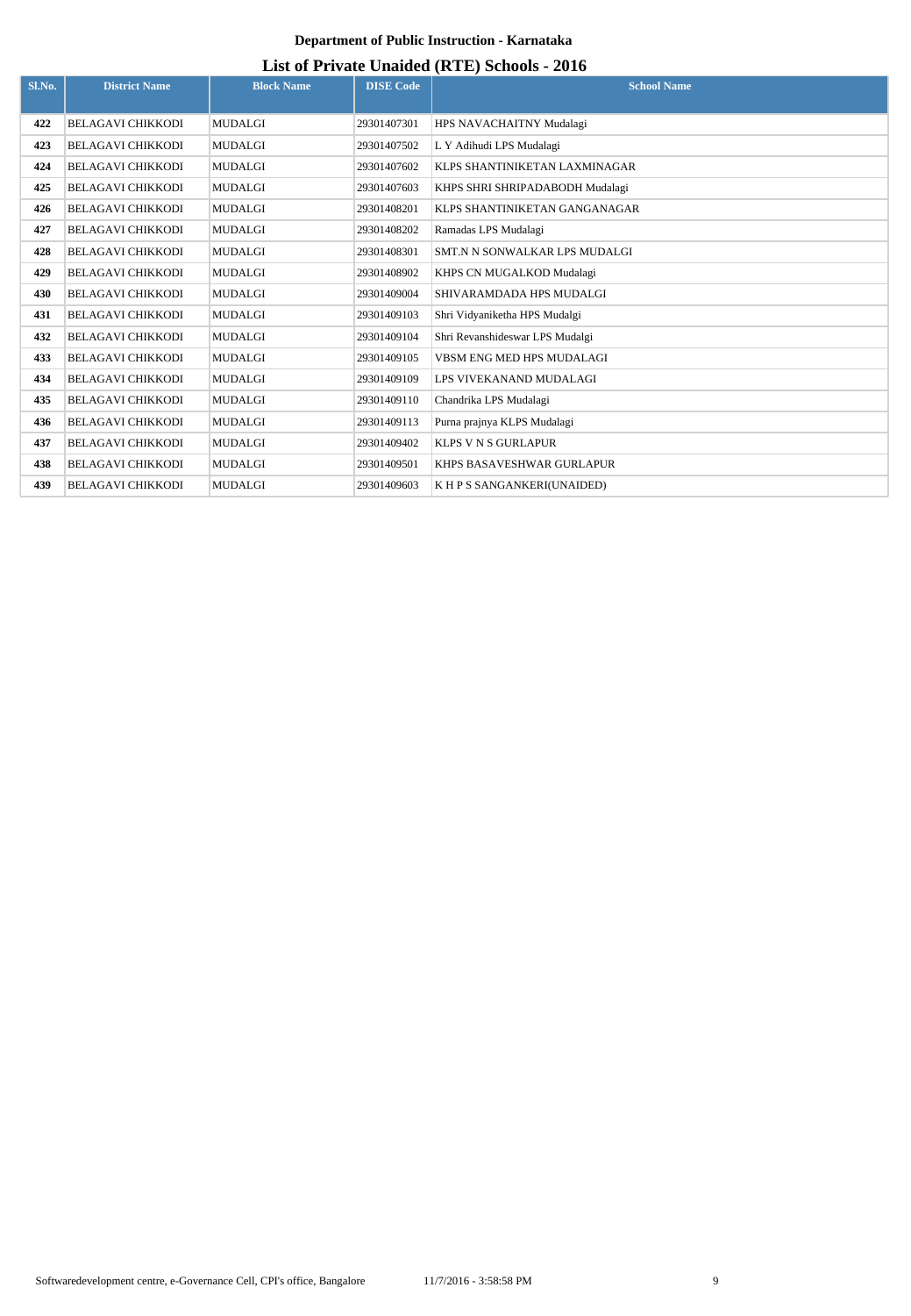**Department of Public Instruction - Karnataka**

## List of Private Unaided (RTE) Schools - 2016

| Sl.No. | District Name | Block Name | DISE Code | School Name |
|---|---|---|---|---|
| 422 | BELAGAVI CHIKKODI | MUDALGI | 29301407301 | HPS NAVACHAITNY Mudalagi |
| 423 | BELAGAVI CHIKKODI | MUDALGI | 29301407502 | L Y Adihudi LPS Mudalagi |
| 424 | BELAGAVI CHIKKODI | MUDALGI | 29301407602 | KLPS SHANTINIKETAN LAXMINAGAR |
| 425 | BELAGAVI CHIKKODI | MUDALGI | 29301407603 | KHPS SHRI SHRIPADABODH Mudalagi |
| 426 | BELAGAVI CHIKKODI | MUDALGI | 29301408201 | KLPS SHANTINIKETAN GANGANAGAR |
| 427 | BELAGAVI CHIKKODI | MUDALGI | 29301408202 | Ramadas LPS Mudalagi |
| 428 | BELAGAVI CHIKKODI | MUDALGI | 29301408301 | SMT.N N SONWALKAR LPS MUDALGI |
| 429 | BELAGAVI CHIKKODI | MUDALGI | 29301408902 | KHPS CN MUGALKOD Mudalagi |
| 430 | BELAGAVI CHIKKODI | MUDALGI | 29301409004 | SHIVARAMDADA HPS MUDALGI |
| 431 | BELAGAVI CHIKKODI | MUDALGI | 29301409103 | Shri Vidyaniketha HPS Mudalgi |
| 432 | BELAGAVI CHIKKODI | MUDALGI | 29301409104 | Shri Revanshideswar LPS Mudalgi |
| 433 | BELAGAVI CHIKKODI | MUDALGI | 29301409105 | VBSM ENG MED HPS MUDALAGI |
| 434 | BELAGAVI CHIKKODI | MUDALGI | 29301409109 | LPS VIVEKANAND MUDALAGI |
| 435 | BELAGAVI CHIKKODI | MUDALGI | 29301409110 | Chandrika LPS Mudalagi |
| 436 | BELAGAVI CHIKKODI | MUDALGI | 29301409113 | Purna prajnya KLPS Mudalagi |
| 437 | BELAGAVI CHIKKODI | MUDALGI | 29301409402 | KLPS V N S GURLAPUR |
| 438 | BELAGAVI CHIKKODI | MUDALGI | 29301409501 | KHPS BASAVESHWAR GURLAPUR |
| 439 | BELAGAVI CHIKKODI | MUDALGI | 29301409603 | K H P S SANGANKERI(UNAIDED) |

Softwaredevelopment centre, e-Governance Cell, CPI's office, Bangalore 11/7/2016 - 3:58:58 PM